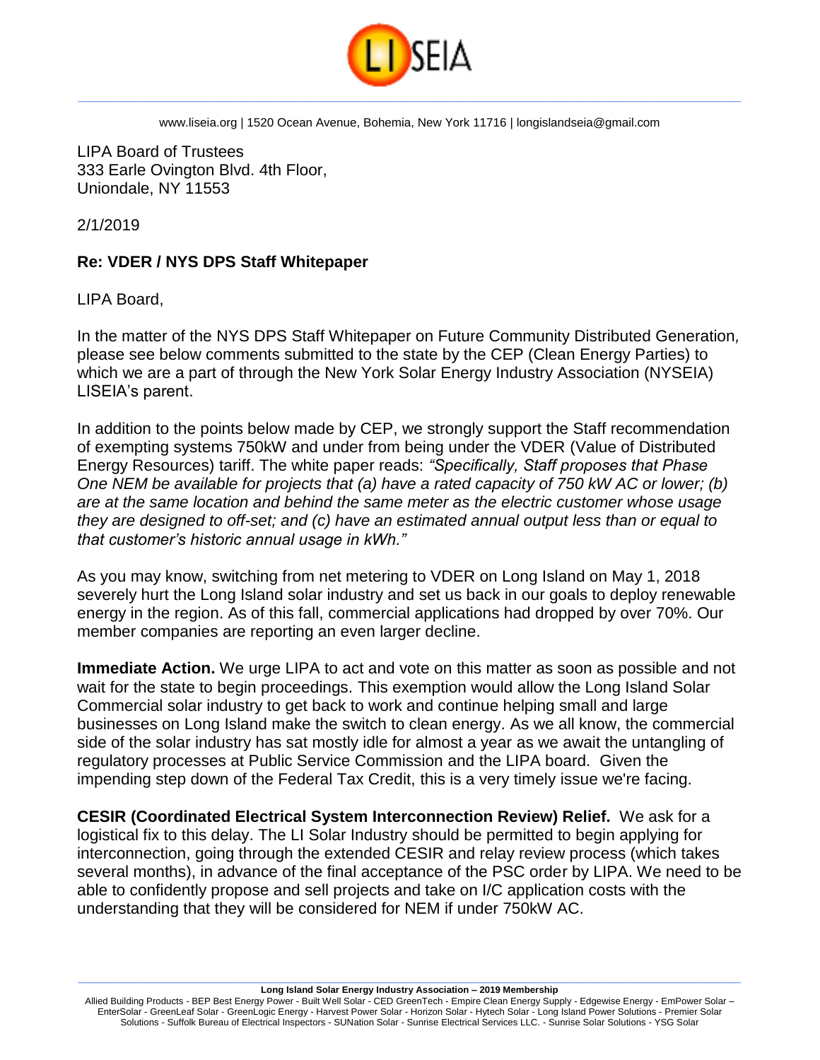www.liseia.org | 1520 Ocean Avenue, Bohemia, New York 11716 | longislandseia@gmail.com

LIPA Board of Trustees
333 Earle Ovington Blvd. 4th Floor,
Uniondale, NY 11553

2/1/2019

**Re: VDER / NYS DPS Staff Whitepaper**

LIPA Board,

In the matter of the NYS DPS Staff Whitepaper on Future Community Distributed Generation, please see below comments submitted to the state by the CEP (Clean Energy Parties) to which we are a part of through the New York Solar Energy Industry Association (NYSEIA) LISEIA's parent.

In addition to the points below made by CEP, we strongly support the Staff recommendation of exempting systems 750kW and under from being under the VDER (Value of Distributed Energy Resources) tariff. The white paper reads: *"Specifically, Staff proposes that Phase One NEM be available for projects that (a) have a rated capacity of 750 kW AC or lower; (b) are at the same location and behind the same meter as the electric customer whose usage they are designed to off-set; and (c) have an estimated annual output less than or equal to that customer's historic annual usage in kWh."*

As you may know, switching from net metering to VDER on Long Island on May 1, 2018 severely hurt the Long Island solar industry and set us back in our goals to deploy renewable energy in the region. As of this fall, commercial applications had dropped by over 70%. Our member companies are reporting an even larger decline.

**Immediate Action.** We urge LIPA to act and vote on this matter as soon as possible and not wait for the state to begin proceedings. This exemption would allow the Long Island Solar Commercial solar industry to get back to work and continue helping small and large businesses on Long Island make the switch to clean energy. As we all know, the commercial side of the solar industry has sat mostly idle for almost a year as we await the untangling of regulatory processes at Public Service Commission and the LIPA board. Given the impending step down of the Federal Tax Credit, this is a very timely issue we're facing.

**CESIR (Coordinated Electrical System Interconnection Review) Relief.** We ask for a logistical fix to this delay. The LI Solar Industry should be permitted to begin applying for interconnection, going through the extended CESIR and relay review process (which takes several months), in advance of the final acceptance of the PSC order by LIPA. We need to be able to confidently propose and sell projects and take on I/C application costs with the understanding that they will be considered for NEM if under 750kW AC.

**Long Island Solar Energy Industry Association – 2019 Membership**

Allied Building Products - BEP Best Energy Power - Built Well Solar - CED GreenTech - Empire Clean Energy Supply - Edgewise Energy - EmPower Solar – EnterSolar - GreenLeaf Solar - GreenLogic Energy - Harvest Power Solar - Horizon Solar - Hytech Solar - Long Island Power Solutions - Premier Solar Solutions - Suffolk Bureau of Electrical Inspectors - SUNation Solar - Sunrise Electrical Services LLC. - Sunrise Solar Solutions - YSG Solar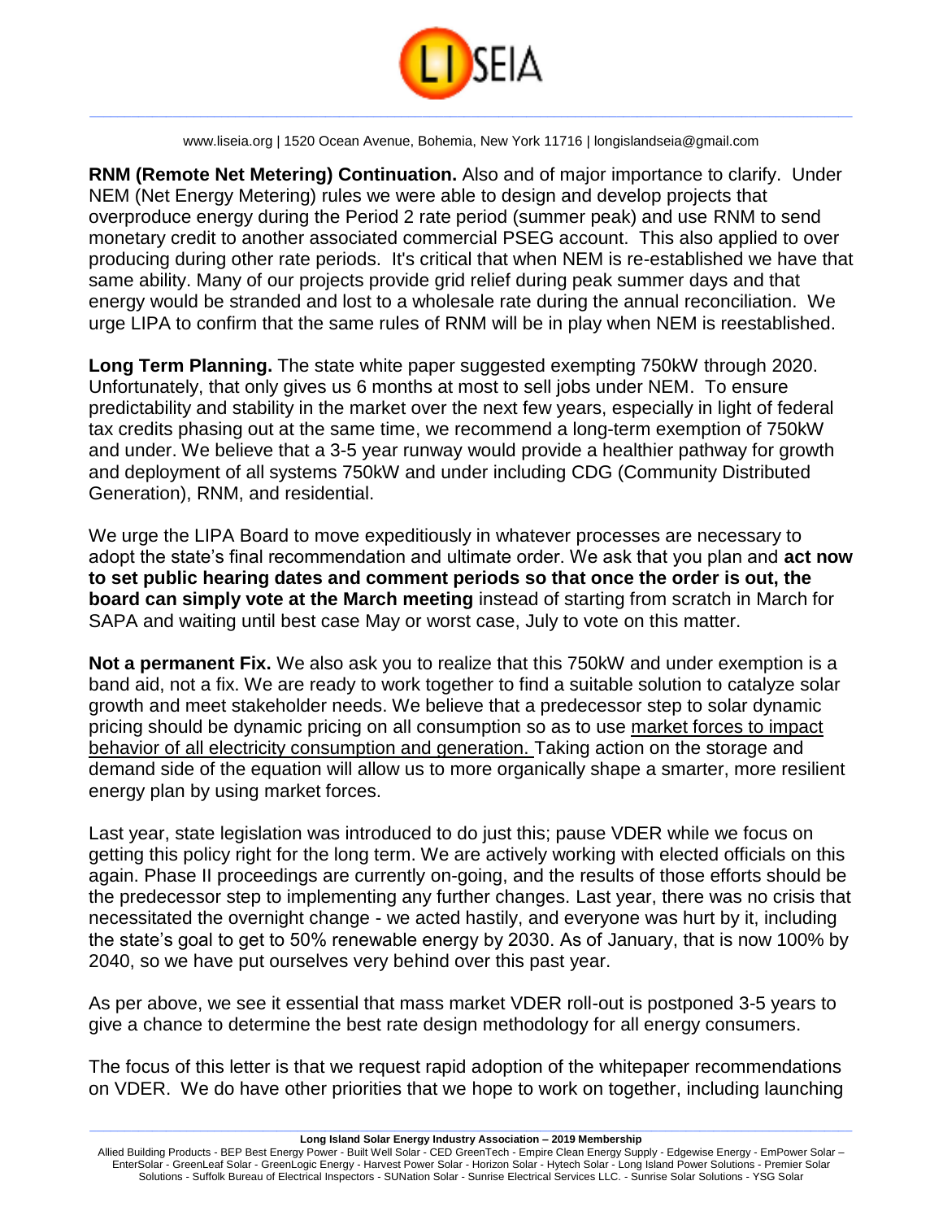**RNM (Remote Net Metering) Continuation.** Also and of major importance to clarify. Under NEM (Net Energy Metering) rules we were able to design and develop projects that overproduce energy during the Period 2 rate period (summer peak) and use RNM to send monetary credit to another associated commercial PSEG account. This also applied to over producing during other rate periods. It's critical that when NEM is re-established we have that same ability. Many of our projects provide grid relief during peak summer days and that energy would be stranded and lost to a wholesale rate during the annual reconciliation. We urge LIPA to confirm that the same rules of RNM will be in play when NEM is reestablished.

**Long Term Planning.** The state white paper suggested exempting 750kW through 2020. Unfortunately, that only gives us 6 months at most to sell jobs under NEM. To ensure predictability and stability in the market over the next few years, especially in light of federal tax credits phasing out at the same time, we recommend a long-term exemption of 750kW and under. We believe that a 3-5 year runway would provide a healthier pathway for growth and deployment of all systems 750kW and under including CDG (Community Distributed Generation), RNM, and residential.

We urge the LIPA Board to move expeditiously in whatever processes are necessary to adopt the state's final recommendation and ultimate order. We ask that you plan and **act now to set public hearing dates and comment periods so that once the order is out, the board can simply vote at the March meeting** instead of starting from scratch in March for SAPA and waiting until best case May or worst case, July to vote on this matter.

**Not a permanent Fix.** We also ask you to realize that this 750kW and under exemption is a band aid, not a fix. We are ready to work together to find a suitable solution to catalyze solar growth and meet stakeholder needs. We believe that a predecessor step to solar dynamic pricing should be dynamic pricing on all consumption so as to use market forces to impact behavior of all electricity consumption and generation. Taking action on the storage and demand side of the equation will allow us to more organically shape a smarter, more resilient energy plan by using market forces.

Last year, state legislation was introduced to do just this; pause VDER while we focus on getting this policy right for the long term. We are actively working with elected officials on this again. Phase II proceedings are currently on-going, and the results of those efforts should be the predecessor step to implementing any further changes. Last year, there was no crisis that necessitated the overnight change - we acted hastily, and everyone was hurt by it, including the state's goal to get to 50% renewable energy by 2030. As of January, that is now 100% by 2040, so we have put ourselves very behind over this past year.

As per above, we see it essential that mass market VDER roll-out is postponed 3-5 years to give a chance to determine the best rate design methodology for all energy consumers.

The focus of this letter is that we request rapid adoption of the whitepaper recommendations on VDER. We do have other priorities that we hope to work on together, including launching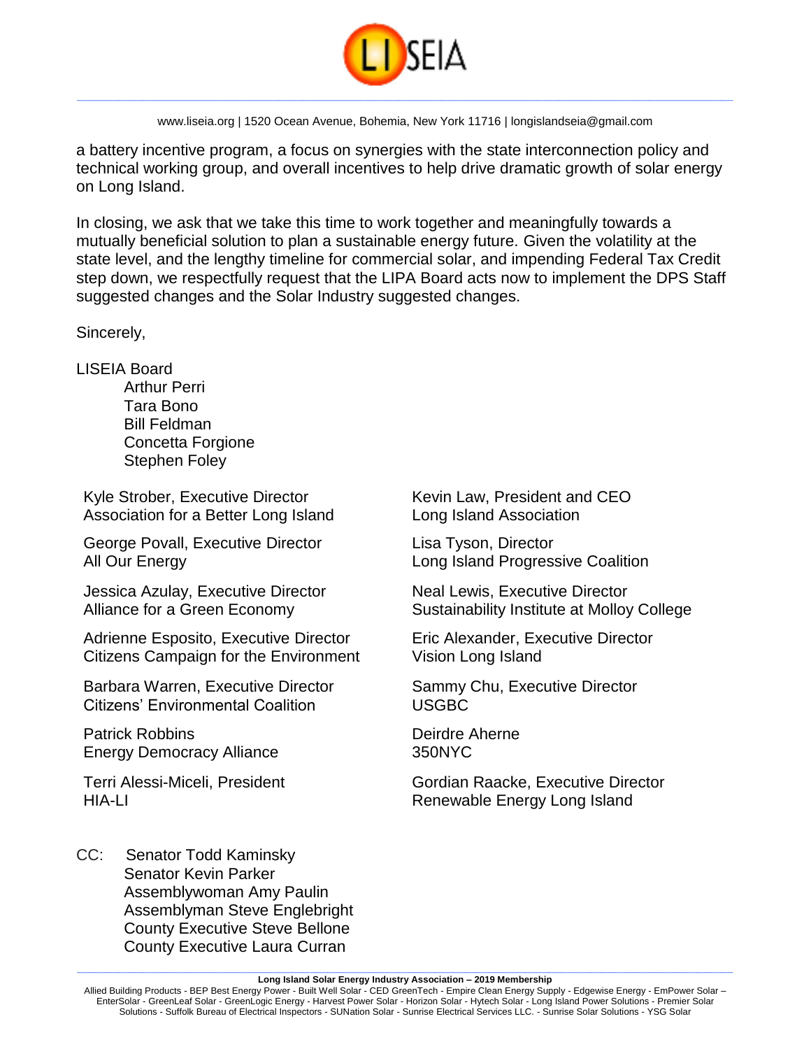a battery incentive program, a focus on synergies with the state interconnection policy and technical working group, and overall incentives to help drive dramatic growth of solar energy on Long Island.

In closing, we ask that we take this time to work together and meaningfully towards a mutually beneficial solution to plan a sustainable energy future. Given the volatility at the state level, and the lengthy timeline for commercial solar, and impending Federal Tax Credit step down, we respectfully request that the LIPA Board acts now to implement the DPS Staff suggested changes and the Solar Industry suggested changes.

Sincerely,

LISEIA Board
Arthur Perri
Tara Bono
Bill Feldman
Concetta Forgione
Stephen Foley

Kyle Strober, Executive Director
Association for a Better Long Island

George Povall, Executive Director
All Our Energy

Jessica Azulay, Executive Director
Alliance for a Green Economy

Adrienne Esposito, Executive Director
Citizens Campaign for the Environment

Barbara Warren, Executive Director
Citizens' Environmental Coalition

Patrick Robbins
Energy Democracy Alliance

Terri Alessi-Miceli, President
HIA-LI

Kevin Law, President and CEO
Long Island Association

Lisa Tyson, Director
Long Island Progressive Coalition

Neal Lewis, Executive Director
Sustainability Institute at Molloy College

Eric Alexander, Executive Director
Vision Long Island

Sammy Chu, Executive Director
USGBC

Deirdre Aherne
350NYC

Gordian Raacke, Executive Director
Renewable Energy Long Island

CC: Senator Todd Kaminsky
Senator Kevin Parker
Assemblywoman Amy Paulin
Assemblyman Steve Englebright
County Executive Steve Bellone
County Executive Laura Curran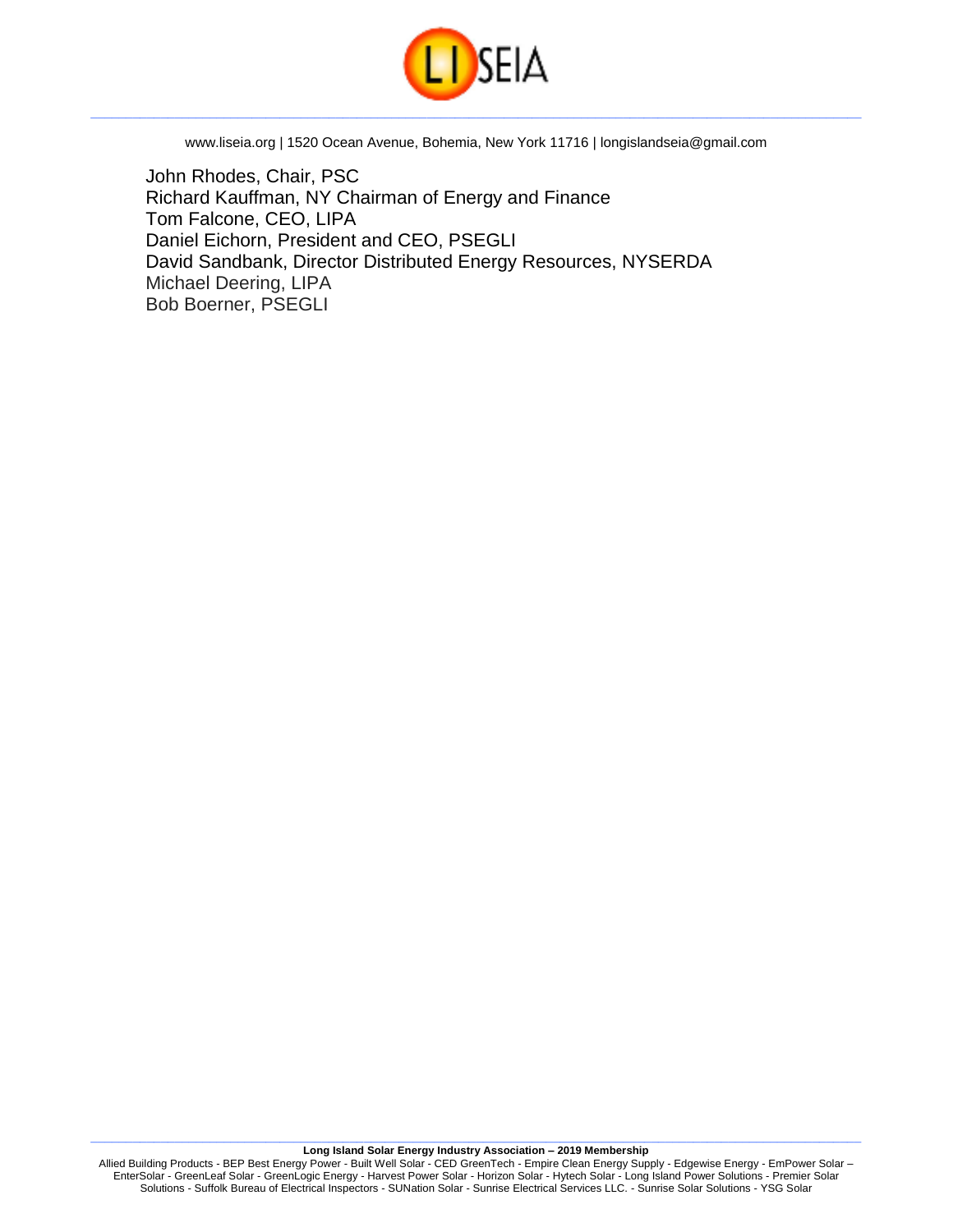www.liseia.org | 1520 Ocean Avenue, Bohemia, New York 11716 | longislandseia@gmail.com

John Rhodes, Chair, PSC
Richard Kauffman, NY Chairman of Energy and Finance
Tom Falcone, CEO, LIPA
Daniel Eichorn, President and CEO, PSEGLI
David Sandbank, Director Distributed Energy Resources, NYSERDA
Michael Deering, LIPA
Bob Boerner, PSEGLI

**Long Island Solar Energy Industry Association – 2019 Membership**

Allied Building Products - BEP Best Energy Power - Built Well Solar - CED GreenTech - Empire Clean Energy Supply - Edgewise Energy - EmPower Solar – EnterSolar - GreenLeaf Solar - GreenLogic Energy - Harvest Power Solar - Horizon Solar - Hytech Solar - Long Island Power Solutions - Premier Solar Solutions - Suffolk Bureau of Electrical Inspectors - SUNation Solar - Sunrise Electrical Services LLC. - Sunrise Solar Solutions - YSG Solar